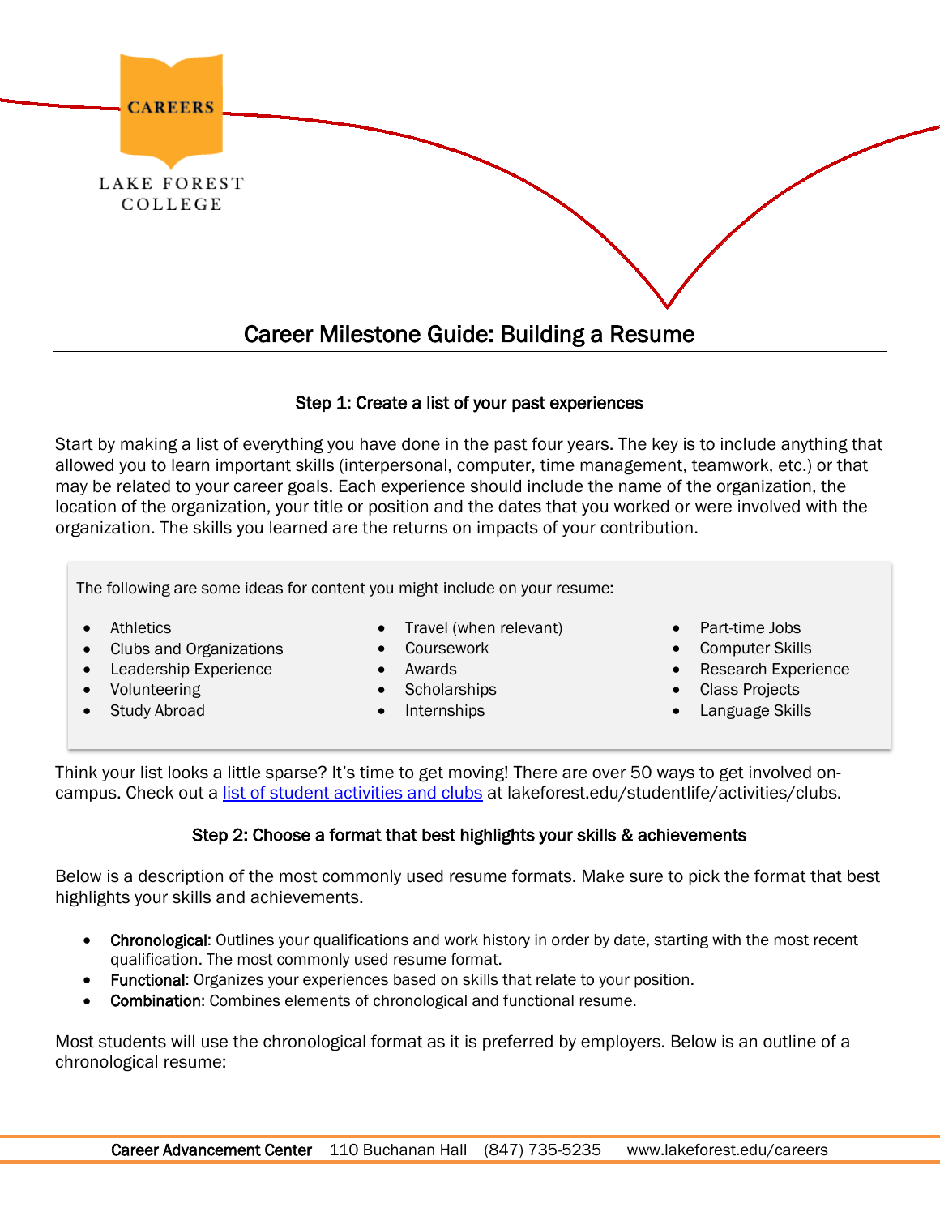CAREERS

LAKE FOREST COLLEGE

# Career Milestone Guide: Building a Resume

### Step 1: Create a list of your past experiences

Start by making a list of everything you have done in the past four years. The key is to include anything that allowed you to learn important skills (interpersonal, computer, time management, teamwork, etc.) or that may be related to your career goals. Each experience should include the name of the organization, the location of the organization, your title or position and the dates that you worked or were involved with the organization. The skills you learned are the returns on impacts of your contribution.

The following are some ideas for content you might include on your resume:

- Athletics
- Clubs and Organizations
- Leadership Experience
- Volunteering
- Study Abroad
- Travel (when relevant)
- Coursework
- Awards
- Scholarships
- Internships
- Part-time Jobs
- Computer Skills
- Research Experience
- Class Projects
- Language Skills

Think your list looks a little sparse? It's time to get moving! There are over 50 ways to get involved on-campus. Check out a [list of student activities and clubs](lakeforest.edu/studentlife/activities/clubs) at lakeforest.edu/studentlife/activities/clubs.

### Step 2: Choose a format that best highlights your skills & achievements

Below is a description of the most commonly used resume formats. Make sure to pick the format that best highlights your skills and achievements.

- **Chronological**: Outlines your qualifications and work history in order by date, starting with the most recent qualification. The most commonly used resume format.
- **Functional**: Organizes your experiences based on skills that relate to your position.
- **Combination**: Combines elements of chronological and functional resume.

Most students will use the chronological format as it is preferred by employers. Below is an outline of a chronological resume: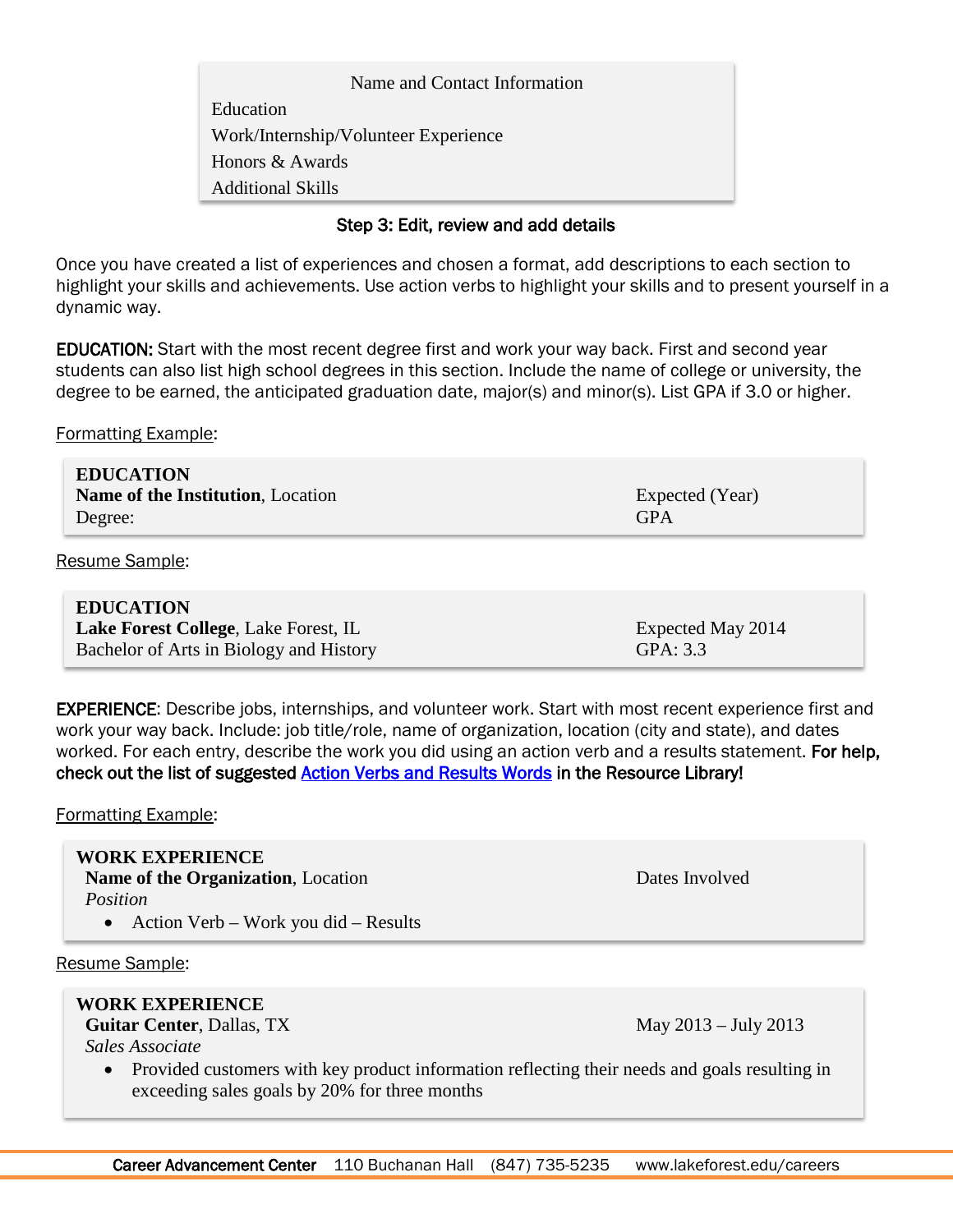Name and Contact Information

Education

Work/Internship/Volunteer Experience

Honors & Awards

Additional Skills

### Step 3: Edit, review and add details

Once you have created a list of experiences and chosen a format, add descriptions to each section to highlight your skills and achievements. Use action verbs to highlight your skills and to present yourself in a dynamic way.

**EDUCATION:** Start with the most recent degree first and work your way back. First and second year students can also list high school degrees in this section. Include the name of college or university, the degree to be earned, the anticipated graduation date, major(s) and minor(s). List GPA if 3.0 or higher.

Formatting Example:

**EDUCATION**
**Name of the Institution**, Location — Expected (Year)
Degree: — GPA

Resume Sample:

**EDUCATION**
**Lake Forest College**, Lake Forest, IL — Expected May 2014
Bachelor of Arts in Biology and History — GPA: 3.3

**EXPERIENCE**: Describe jobs, internships, and volunteer work. Start with most recent experience first and work your way back. Include: job title/role, name of organization, location (city and state), and dates worked. For each entry, describe the work you did using an action verb and a results statement. **For help, check out the list of suggested Action Verbs and Results Words in the Resource Library!**

Formatting Example:

**WORK EXPERIENCE**
**Name of the Organization**, Location — Dates Involved
*Position*

- Action Verb – Work you did – Results

Resume Sample:

**WORK EXPERIENCE**
**Guitar Center**, Dallas, TX — May 2013 – July 2013
*Sales Associate*

- Provided customers with key product information reflecting their needs and goals resulting in exceeding sales goals by 20% for three months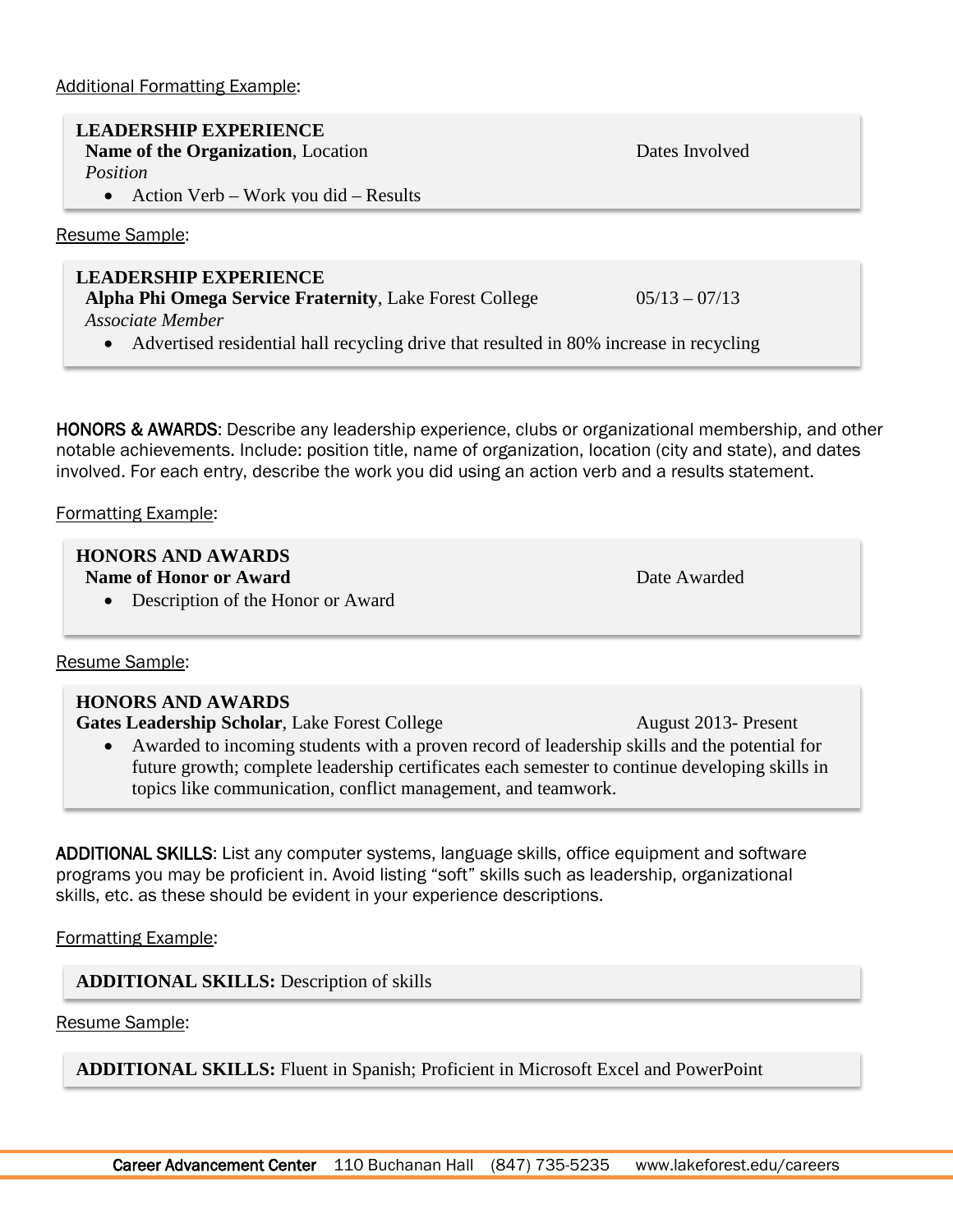Additional Formatting Example:

> **LEADERSHIP EXPERIENCE**
> **Name of the Organization**, Location Dates Involved
> *Position*
> - Action Verb – Work you did – Results

Resume Sample:

> **LEADERSHIP EXPERIENCE**
> **Alpha Phi Omega Service Fraternity**, Lake Forest College 05/13 – 07/13
> *Associate Member*
> - Advertised residential hall recycling drive that resulted in 80% increase in recycling

**HONORS & AWARDS**: Describe any leadership experience, clubs or organizational membership, and other notable achievements. Include: position title, name of organization, location (city and state), and dates involved. For each entry, describe the work you did using an action verb and a results statement.

Formatting Example:

> **HONORS AND AWARDS**
> **Name of Honor or Award** Date Awarded
> - Description of the Honor or Award

Resume Sample:

> **HONORS AND AWARDS**
> **Gates Leadership Scholar**, Lake Forest College August 2013- Present
> - Awarded to incoming students with a proven record of leadership skills and the potential for future growth; complete leadership certificates each semester to continue developing skills in topics like communication, conflict management, and teamwork.

**ADDITIONAL SKILLS**: List any computer systems, language skills, office equipment and software programs you may be proficient in. Avoid listing "soft" skills such as leadership, organizational skills, etc. as these should be evident in your experience descriptions.

Formatting Example:

> **ADDITIONAL SKILLS:** Description of skills

Resume Sample:

> **ADDITIONAL SKILLS:** Fluent in Spanish; Proficient in Microsoft Excel and PowerPoint

**Career Advancement Center** 110 Buchanan Hall (847) 735-5235 www.lakeforest.edu/careers